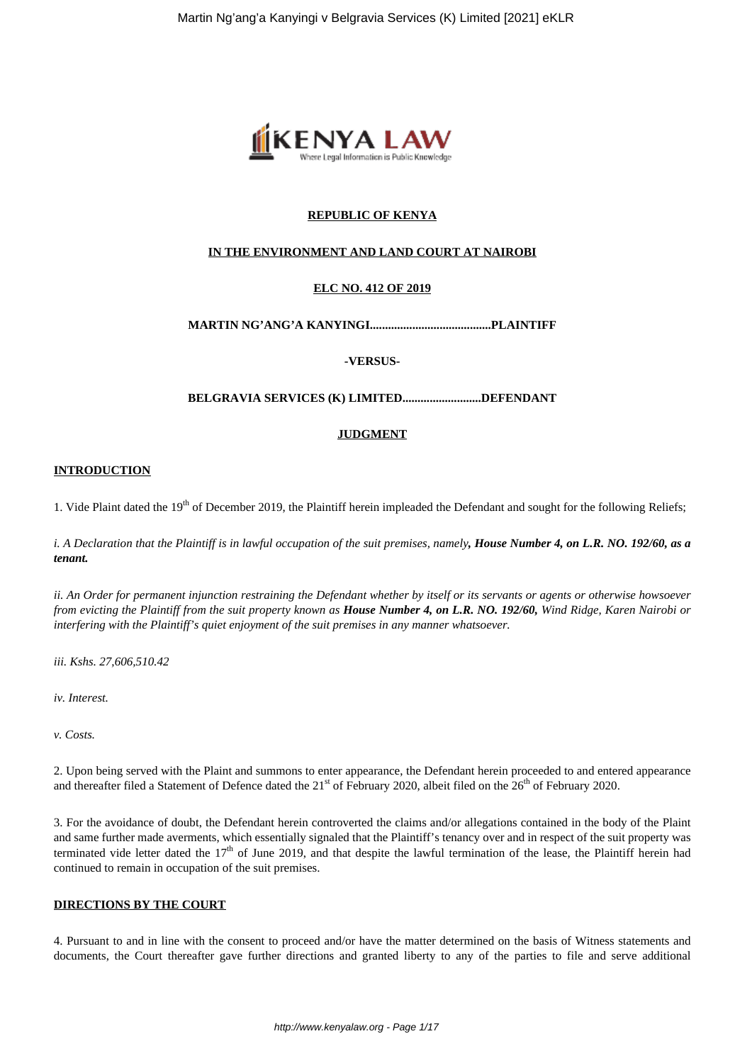**REPUBLIC OF KENYA**

**IN THE ENVIRONMENT AND LAND COURT AT NAIROBI**

**ELC NO. 412 OF 2019**

**MARTIN NG'ANG'A KANYINGI........................................PLAINTIFF**

**-VERSUS-**

**BELGRAVIA SERVICES (K) LIMITED..........................DEFENDANT**

**JUDGMENT**

**INTRODUCTION**

1. Vide Plaint dated the 19th of December 2019, the Plaintiff herein impleaded the Defendant and sought for the following Reliefs;

*i. A Declaration that the Plaintiff is in lawful occupation of the suit premises, namely, **House Number 4, on L.R. NO. 192/60, as a tenant.***

*ii. An Order for permanent injunction restraining the Defendant whether by itself or its servants or agents or otherwise howsoever from evicting the Plaintiff from the suit property known as **House Number 4, on L.R. NO. 192/60,** Wind Ridge, Karen Nairobi or interfering with the Plaintiff's quiet enjoyment of the suit premises in any manner whatsoever.*

*iii. Kshs. 27,606,510.42*

*iv. Interest.*

*v. Costs.*

2. Upon being served with the Plaint and summons to enter appearance, the Defendant herein proceeded to and entered appearance and thereafter filed a Statement of Defence dated the 21st of February 2020, albeit filed on the 26th of February 2020.

3. For the avoidance of doubt, the Defendant herein controverted the claims and/or allegations contained in the body of the Plaint and same further made averments, which essentially signaled that the Plaintiff's tenancy over and in respect of the suit property was terminated vide letter dated the 17th of June 2019, and that despite the lawful termination of the lease, the Plaintiff herein had continued to remain in occupation of the suit premises.

**DIRECTIONS BY THE COURT**

4. Pursuant to and in line with the consent to proceed and/or have the matter determined on the basis of Witness statements and documents, the Court thereafter gave further directions and granted liberty to any of the parties to file and serve additional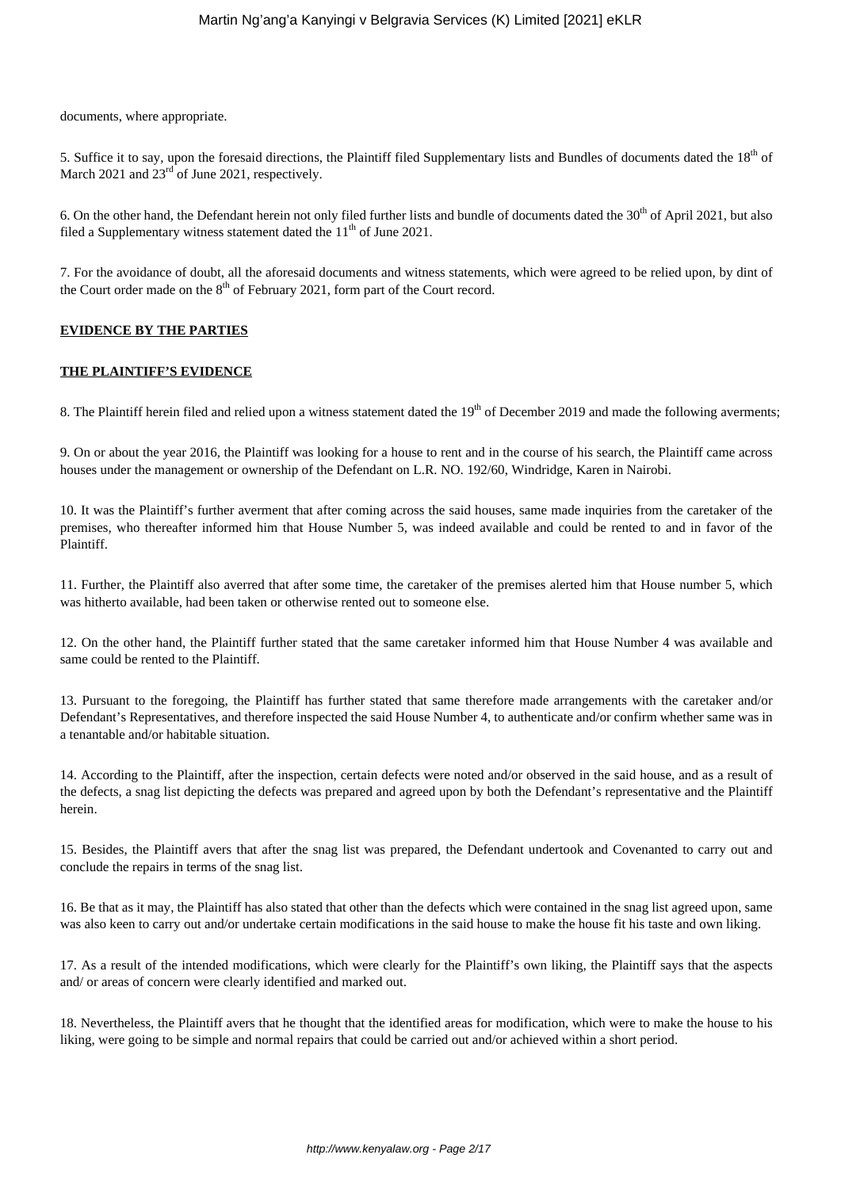documents, where appropriate.

5. Suffice it to say, upon the foresaid directions, the Plaintiff filed Supplementary lists and Bundles of documents dated the 18th of March 2021 and 23rd of June 2021, respectively.

6. On the other hand, the Defendant herein not only filed further lists and bundle of documents dated the 30th of April 2021, but also filed a Supplementary witness statement dated the 11th of June 2021.

7. For the avoidance of doubt, all the aforesaid documents and witness statements, which were agreed to be relied upon, by dint of the Court order made on the 8th of February 2021, form part of the Court record.

**EVIDENCE BY THE PARTIES**

**THE PLAINTIFF'S EVIDENCE**

8. The Plaintiff herein filed and relied upon a witness statement dated the 19th of December 2019 and made the following averments;

9. On or about the year 2016, the Plaintiff was looking for a house to rent and in the course of his search, the Plaintiff came across houses under the management or ownership of the Defendant on L.R. NO. 192/60, Windridge, Karen in Nairobi.

10. It was the Plaintiff's further averment that after coming across the said houses, same made inquiries from the caretaker of the premises, who thereafter informed him that House Number 5, was indeed available and could be rented to and in favor of the Plaintiff.

11. Further, the Plaintiff also averred that after some time, the caretaker of the premises alerted him that House number 5, which was hitherto available, had been taken or otherwise rented out to someone else.

12. On the other hand, the Plaintiff further stated that the same caretaker informed him that House Number 4 was available and same could be rented to the Plaintiff.

13. Pursuant to the foregoing, the Plaintiff has further stated that same therefore made arrangements with the caretaker and/or Defendant's Representatives, and therefore inspected the said House Number 4, to authenticate and/or confirm whether same was in a tenantable and/or habitable situation.

14. According to the Plaintiff, after the inspection, certain defects were noted and/or observed in the said house, and as a result of the defects, a snag list depicting the defects was prepared and agreed upon by both the Defendant's representative and the Plaintiff herein.

15. Besides, the Plaintiff avers that after the snag list was prepared, the Defendant undertook and Covenanted to carry out and conclude the repairs in terms of the snag list.

16. Be that as it may, the Plaintiff has also stated that other than the defects which were contained in the snag list agreed upon, same was also keen to carry out and/or undertake certain modifications in the said house to make the house fit his taste and own liking.

17. As a result of the intended modifications, which were clearly for the Plaintiff's own liking, the Plaintiff says that the aspects and/ or areas of concern were clearly identified and marked out.

18. Nevertheless, the Plaintiff avers that he thought that the identified areas for modification, which were to make the house to his liking, were going to be simple and normal repairs that could be carried out and/or achieved within a short period.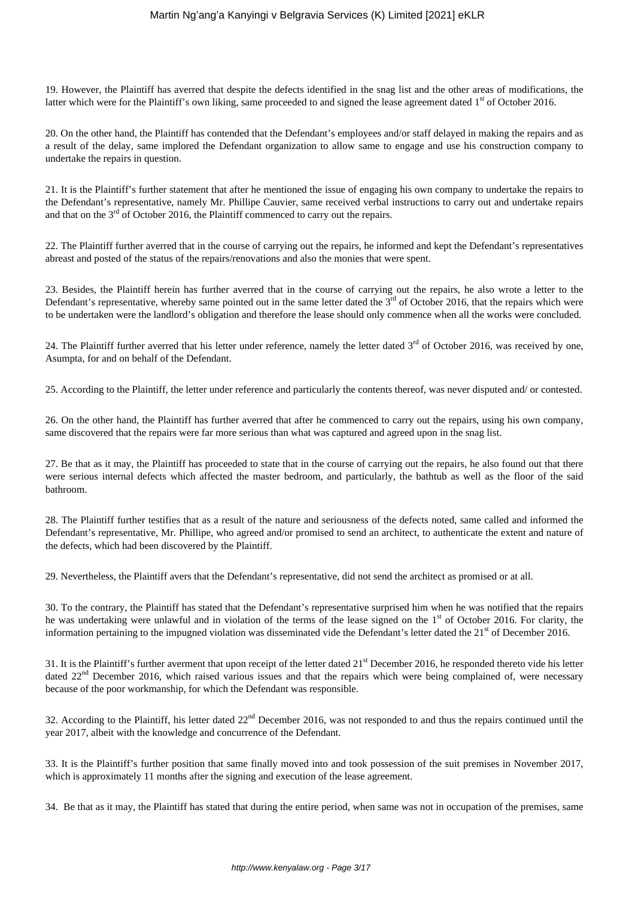19. However, the Plaintiff has averred that despite the defects identified in the snag list and the other areas of modifications, the latter which were for the Plaintiff's own liking, same proceeded to and signed the lease agreement dated 1st of October 2016.

20. On the other hand, the Plaintiff has contended that the Defendant's employees and/or staff delayed in making the repairs and as a result of the delay, same implored the Defendant organization to allow same to engage and use his construction company to undertake the repairs in question.

21. It is the Plaintiff's further statement that after he mentioned the issue of engaging his own company to undertake the repairs to the Defendant's representative, namely Mr. Phillipe Cauvier, same received verbal instructions to carry out and undertake repairs and that on the 3rd of October 2016, the Plaintiff commenced to carry out the repairs.

22. The Plaintiff further averred that in the course of carrying out the repairs, he informed and kept the Defendant's representatives abreast and posted of the status of the repairs/renovations and also the monies that were spent.

23. Besides, the Plaintiff herein has further averred that in the course of carrying out the repairs, he also wrote a letter to the Defendant's representative, whereby same pointed out in the same letter dated the 3rd of October 2016, that the repairs which were to be undertaken were the landlord's obligation and therefore the lease should only commence when all the works were concluded.

24. The Plaintiff further averred that his letter under reference, namely the letter dated 3rd of October 2016, was received by one, Asumpta, for and on behalf of the Defendant.

25. According to the Plaintiff, the letter under reference and particularly the contents thereof, was never disputed and/ or contested.

26. On the other hand, the Plaintiff has further averred that after he commenced to carry out the repairs, using his own company, same discovered that the repairs were far more serious than what was captured and agreed upon in the snag list.

27. Be that as it may, the Plaintiff has proceeded to state that in the course of carrying out the repairs, he also found out that there were serious internal defects which affected the master bedroom, and particularly, the bathtub as well as the floor of the said bathroom.

28. The Plaintiff further testifies that as a result of the nature and seriousness of the defects noted, same called and informed the Defendant's representative, Mr. Phillipe, who agreed and/or promised to send an architect, to authenticate the extent and nature of the defects, which had been discovered by the Plaintiff.

29. Nevertheless, the Plaintiff avers that the Defendant's representative, did not send the architect as promised or at all.

30. To the contrary, the Plaintiff has stated that the Defendant's representative surprised him when he was notified that the repairs he was undertaking were unlawful and in violation of the terms of the lease signed on the 1st of October 2016. For clarity, the information pertaining to the impugned violation was disseminated vide the Defendant's letter dated the 21st of December 2016.

31. It is the Plaintiff's further averment that upon receipt of the letter dated 21st December 2016, he responded thereto vide his letter dated 22nd December 2016, which raised various issues and that the repairs which were being complained of, were necessary because of the poor workmanship, for which the Defendant was responsible.

32. According to the Plaintiff, his letter dated 22nd December 2016, was not responded to and thus the repairs continued until the year 2017, albeit with the knowledge and concurrence of the Defendant.

33. It is the Plaintiff's further position that same finally moved into and took possession of the suit premises in November 2017, which is approximately 11 months after the signing and execution of the lease agreement.

34. Be that as it may, the Plaintiff has stated that during the entire period, when same was not in occupation of the premises, same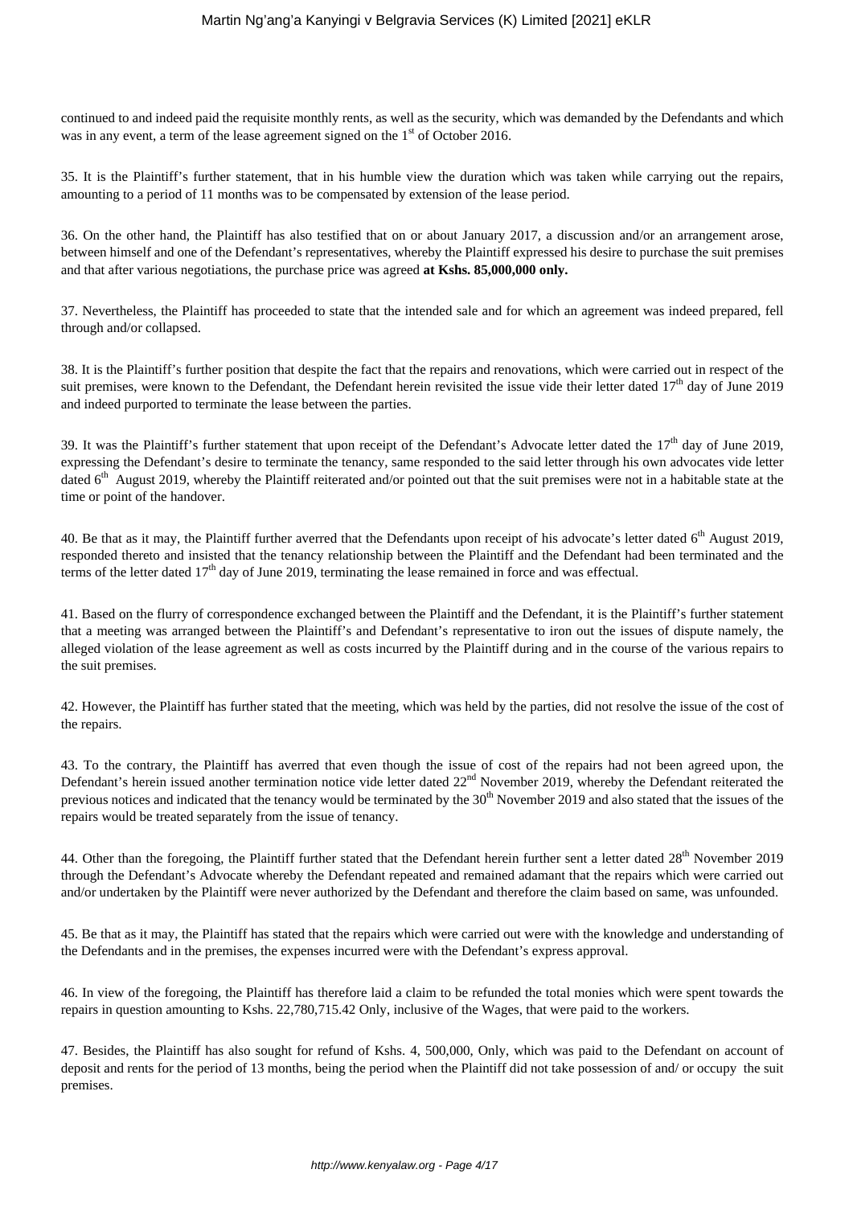continued to and indeed paid the requisite monthly rents, as well as the security, which was demanded by the Defendants and which was in any event, a term of the lease agreement signed on the 1st of October 2016.

35. It is the Plaintiff's further statement, that in his humble view the duration which was taken while carrying out the repairs, amounting to a period of 11 months was to be compensated by extension of the lease period.

36. On the other hand, the Plaintiff has also testified that on or about January 2017, a discussion and/or an arrangement arose, between himself and one of the Defendant's representatives, whereby the Plaintiff expressed his desire to purchase the suit premises and that after various negotiations, the purchase price was agreed **at Kshs. 85,000,000 only.**

37. Nevertheless, the Plaintiff has proceeded to state that the intended sale and for which an agreement was indeed prepared, fell through and/or collapsed.

38. It is the Plaintiff's further position that despite the fact that the repairs and renovations, which were carried out in respect of the suit premises, were known to the Defendant, the Defendant herein revisited the issue vide their letter dated 17th day of June 2019 and indeed purported to terminate the lease between the parties.

39. It was the Plaintiff's further statement that upon receipt of the Defendant's Advocate letter dated the 17th day of June 2019, expressing the Defendant's desire to terminate the tenancy, same responded to the said letter through his own advocates vide letter dated 6th August 2019, whereby the Plaintiff reiterated and/or pointed out that the suit premises were not in a habitable state at the time or point of the handover.

40. Be that as it may, the Plaintiff further averred that the Defendants upon receipt of his advocate's letter dated 6th August 2019, responded thereto and insisted that the tenancy relationship between the Plaintiff and the Defendant had been terminated and the terms of the letter dated 17th day of June 2019, terminating the lease remained in force and was effectual.

41. Based on the flurry of correspondence exchanged between the Plaintiff and the Defendant, it is the Plaintiff's further statement that a meeting was arranged between the Plaintiff's and Defendant's representative to iron out the issues of dispute namely, the alleged violation of the lease agreement as well as costs incurred by the Plaintiff during and in the course of the various repairs to the suit premises.

42. However, the Plaintiff has further stated that the meeting, which was held by the parties, did not resolve the issue of the cost of the repairs.

43. To the contrary, the Plaintiff has averred that even though the issue of cost of the repairs had not been agreed upon, the Defendant's herein issued another termination notice vide letter dated 22nd November 2019, whereby the Defendant reiterated the previous notices and indicated that the tenancy would be terminated by the 30th November 2019 and also stated that the issues of the repairs would be treated separately from the issue of tenancy.

44. Other than the foregoing, the Plaintiff further stated that the Defendant herein further sent a letter dated 28th November 2019 through the Defendant's Advocate whereby the Defendant repeated and remained adamant that the repairs which were carried out and/or undertaken by the Plaintiff were never authorized by the Defendant and therefore the claim based on same, was unfounded.

45. Be that as it may, the Plaintiff has stated that the repairs which were carried out were with the knowledge and understanding of the Defendants and in the premises, the expenses incurred were with the Defendant's express approval.

46. In view of the foregoing, the Plaintiff has therefore laid a claim to be refunded the total monies which were spent towards the repairs in question amounting to Kshs. 22,780,715.42 Only, inclusive of the Wages, that were paid to the workers.

47. Besides, the Plaintiff has also sought for refund of Kshs. 4, 500,000, Only, which was paid to the Defendant on account of deposit and rents for the period of 13 months, being the period when the Plaintiff did not take possession of and/ or occupy the suit premises.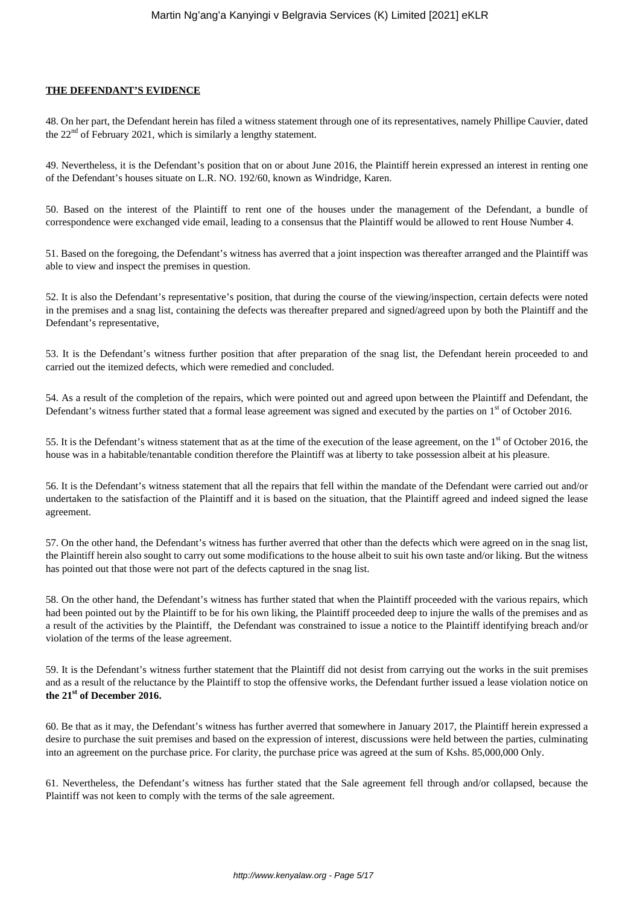**THE DEFENDANT'S EVIDENCE**

48. On her part, the Defendant herein has filed a witness statement through one of its representatives, namely Phillipe Cauvier, dated the 22nd of February 2021, which is similarly a lengthy statement.

49. Nevertheless, it is the Defendant's position that on or about June 2016, the Plaintiff herein expressed an interest in renting one of the Defendant's houses situate on L.R. NO. 192/60, known as Windridge, Karen.

50. Based on the interest of the Plaintiff to rent one of the houses under the management of the Defendant, a bundle of correspondence were exchanged vide email, leading to a consensus that the Plaintiff would be allowed to rent House Number 4.

51. Based on the foregoing, the Defendant's witness has averred that a joint inspection was thereafter arranged and the Plaintiff was able to view and inspect the premises in question.

52. It is also the Defendant's representative's position, that during the course of the viewing/inspection, certain defects were noted in the premises and a snag list, containing the defects was thereafter prepared and signed/agreed upon by both the Plaintiff and the Defendant's representative,

53. It is the Defendant's witness further position that after preparation of the snag list, the Defendant herein proceeded to and carried out the itemized defects, which were remedied and concluded.

54. As a result of the completion of the repairs, which were pointed out and agreed upon between the Plaintiff and Defendant, the Defendant's witness further stated that a formal lease agreement was signed and executed by the parties on 1st of October 2016.

55. It is the Defendant's witness statement that as at the time of the execution of the lease agreement, on the 1st of October 2016, the house was in a habitable/tenantable condition therefore the Plaintiff was at liberty to take possession albeit at his pleasure.

56. It is the Defendant's witness statement that all the repairs that fell within the mandate of the Defendant were carried out and/or undertaken to the satisfaction of the Plaintiff and it is based on the situation, that the Plaintiff agreed and indeed signed the lease agreement.

57. On the other hand, the Defendant's witness has further averred that other than the defects which were agreed on in the snag list, the Plaintiff herein also sought to carry out some modifications to the house albeit to suit his own taste and/or liking. But the witness has pointed out that those were not part of the defects captured in the snag list.

58. On the other hand, the Defendant's witness has further stated that when the Plaintiff proceeded with the various repairs, which had been pointed out by the Plaintiff to be for his own liking, the Plaintiff proceeded deep to injure the walls of the premises and as a result of the activities by the Plaintiff, the Defendant was constrained to issue a notice to the Plaintiff identifying breach and/or violation of the terms of the lease agreement.

59. It is the Defendant's witness further statement that the Plaintiff did not desist from carrying out the works in the suit premises and as a result of the reluctance by the Plaintiff to stop the offensive works, the Defendant further issued a lease violation notice on **the 21st of December 2016.**

60. Be that as it may, the Defendant's witness has further averred that somewhere in January 2017, the Plaintiff herein expressed a desire to purchase the suit premises and based on the expression of interest, discussions were held between the parties, culminating into an agreement on the purchase price. For clarity, the purchase price was agreed at the sum of Kshs. 85,000,000 Only.

61. Nevertheless, the Defendant's witness has further stated that the Sale agreement fell through and/or collapsed, because the Plaintiff was not keen to comply with the terms of the sale agreement.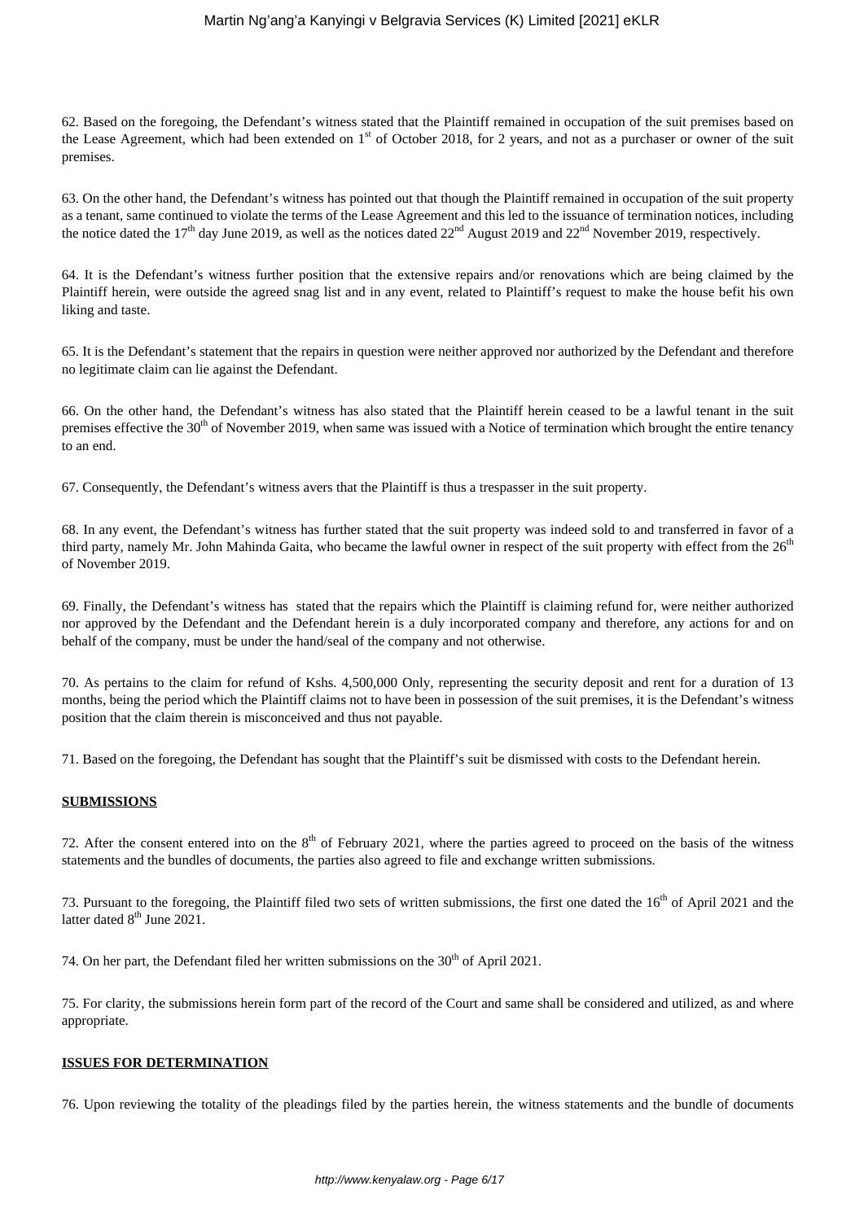62. Based on the foregoing, the Defendant's witness stated that the Plaintiff remained in occupation of the suit premises based on the Lease Agreement, which had been extended on 1st of October 2018, for 2 years, and not as a purchaser or owner of the suit premises.

63. On the other hand, the Defendant's witness has pointed out that though the Plaintiff remained in occupation of the suit property as a tenant, same continued to violate the terms of the Lease Agreement and this led to the issuance of termination notices, including the notice dated the 17th day June 2019, as well as the notices dated 22nd August 2019 and 22nd November 2019, respectively.

64. It is the Defendant's witness further position that the extensive repairs and/or renovations which are being claimed by the Plaintiff herein, were outside the agreed snag list and in any event, related to Plaintiff's request to make the house befit his own liking and taste.

65. It is the Defendant's statement that the repairs in question were neither approved nor authorized by the Defendant and therefore no legitimate claim can lie against the Defendant.

66. On the other hand, the Defendant's witness has also stated that the Plaintiff herein ceased to be a lawful tenant in the suit premises effective the 30th of November 2019, when same was issued with a Notice of termination which brought the entire tenancy to an end.

67. Consequently, the Defendant's witness avers that the Plaintiff is thus a trespasser in the suit property.

68. In any event, the Defendant's witness has further stated that the suit property was indeed sold to and transferred in favor of a third party, namely Mr. John Mahinda Gaita, who became the lawful owner in respect of the suit property with effect from the 26th of November 2019.

69. Finally, the Defendant's witness has stated that the repairs which the Plaintiff is claiming refund for, were neither authorized nor approved by the Defendant and the Defendant herein is a duly incorporated company and therefore, any actions for and on behalf of the company, must be under the hand/seal of the company and not otherwise.

70. As pertains to the claim for refund of Kshs. 4,500,000 Only, representing the security deposit and rent for a duration of 13 months, being the period which the Plaintiff claims not to have been in possession of the suit premises, it is the Defendant's witness position that the claim therein is misconceived and thus not payable.

71. Based on the foregoing, the Defendant has sought that the Plaintiff's suit be dismissed with costs to the Defendant herein.

**SUBMISSIONS**

72. After the consent entered into on the 8th of February 2021, where the parties agreed to proceed on the basis of the witness statements and the bundles of documents, the parties also agreed to file and exchange written submissions.

73. Pursuant to the foregoing, the Plaintiff filed two sets of written submissions, the first one dated the 16th of April 2021 and the latter dated 8th June 2021.

74. On her part, the Defendant filed her written submissions on the 30th of April 2021.

75. For clarity, the submissions herein form part of the record of the Court and same shall be considered and utilized, as and where appropriate.

**ISSUES FOR DETERMINATION**

76. Upon reviewing the totality of the pleadings filed by the parties herein, the witness statements and the bundle of documents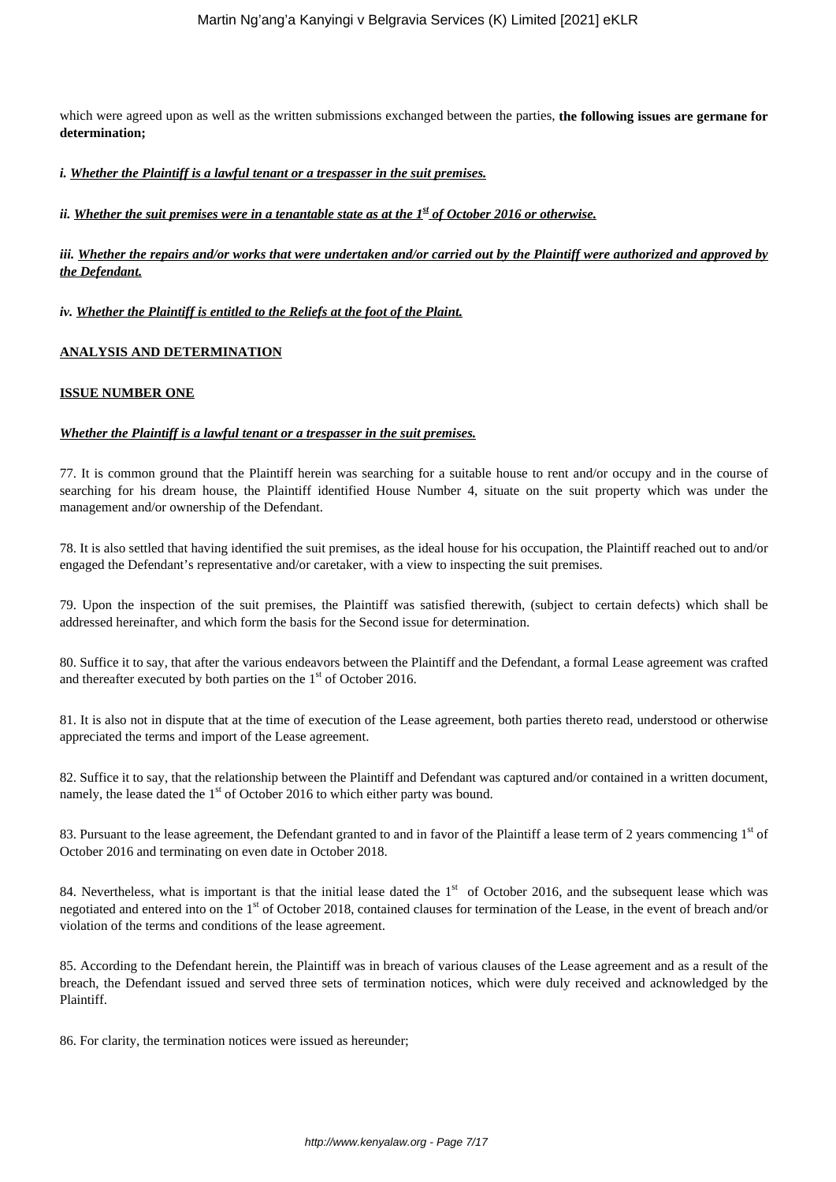which were agreed upon as well as the written submissions exchanged between the parties, **the following issues are germane for determination;**

***i. Whether the Plaintiff is a lawful tenant or a trespasser in the suit premises.***

***ii. Whether the suit premises were in a tenantable state as at the 1st of October 2016 or otherwise.***

***iii. Whether the repairs and/or works that were undertaken and/or carried out by the Plaintiff were authorized and approved by the Defendant.***

***iv. Whether the Plaintiff is entitled to the Reliefs at the foot of the Plaint.***

**ANALYSIS AND DETERMINATION**

**ISSUE NUMBER ONE**

***Whether the Plaintiff is a lawful tenant or a trespasser in the suit premises.***

77. It is common ground that the Plaintiff herein was searching for a suitable house to rent and/or occupy and in the course of searching for his dream house, the Plaintiff identified House Number 4, situate on the suit property which was under the management and/or ownership of the Defendant.

78. It is also settled that having identified the suit premises, as the ideal house for his occupation, the Plaintiff reached out to and/or engaged the Defendant's representative and/or caretaker, with a view to inspecting the suit premises.

79. Upon the inspection of the suit premises, the Plaintiff was satisfied therewith, (subject to certain defects) which shall be addressed hereinafter, and which form the basis for the Second issue for determination.

80. Suffice it to say, that after the various endeavors between the Plaintiff and the Defendant, a formal Lease agreement was crafted and thereafter executed by both parties on the 1st of October 2016.

81. It is also not in dispute that at the time of execution of the Lease agreement, both parties thereto read, understood or otherwise appreciated the terms and import of the Lease agreement.

82. Suffice it to say, that the relationship between the Plaintiff and Defendant was captured and/or contained in a written document, namely, the lease dated the 1st of October 2016 to which either party was bound.

83. Pursuant to the lease agreement, the Defendant granted to and in favor of the Plaintiff a lease term of 2 years commencing 1st of October 2016 and terminating on even date in October 2018.

84. Nevertheless, what is important is that the initial lease dated the 1st of October 2016, and the subsequent lease which was negotiated and entered into on the 1st of October 2018, contained clauses for termination of the Lease, in the event of breach and/or violation of the terms and conditions of the lease agreement.

85. According to the Defendant herein, the Plaintiff was in breach of various clauses of the Lease agreement and as a result of the breach, the Defendant issued and served three sets of termination notices, which were duly received and acknowledged by the Plaintiff.

86. For clarity, the termination notices were issued as hereunder;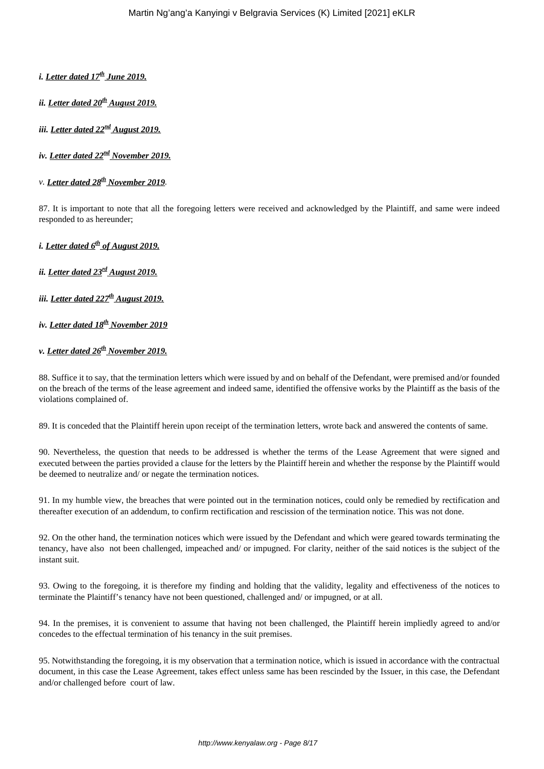*i. **Letter dated 17th June 2019.***

*ii. **Letter dated 20th August 2019.***

*iii. **Letter dated 22nd August 2019.***

*iv. **Letter dated 22nd November 2019.***

*v. **Letter dated 28th November 2019**.*

87. It is important to note that all the foregoing letters were received and acknowledged by the Plaintiff, and same were indeed responded to as hereunder;

*i. **Letter dated 6th of August 2019.***

*ii. **Letter dated 23rd August 2019.***

*iii. **Letter dated 227th August 2019.***

*iv. **Letter dated 18th November 2019***

*v. **Letter dated 26th November 2019.***

88. Suffice it to say, that the termination letters which were issued by and on behalf of the Defendant, were premised and/or founded on the breach of the terms of the lease agreement and indeed same, identified the offensive works by the Plaintiff as the basis of the violations complained of.

89. It is conceded that the Plaintiff herein upon receipt of the termination letters, wrote back and answered the contents of same.

90. Nevertheless, the question that needs to be addressed is whether the terms of the Lease Agreement that were signed and executed between the parties provided a clause for the letters by the Plaintiff herein and whether the response by the Plaintiff would be deemed to neutralize and/ or negate the termination notices.

91. In my humble view, the breaches that were pointed out in the termination notices, could only be remedied by rectification and thereafter execution of an addendum, to confirm rectification and rescission of the termination notice. This was not done.

92. On the other hand, the termination notices which were issued by the Defendant and which were geared towards terminating the tenancy, have also not been challenged, impeached and/ or impugned. For clarity, neither of the said notices is the subject of the instant suit.

93. Owing to the foregoing, it is therefore my finding and holding that the validity, legality and effectiveness of the notices to terminate the Plaintiff's tenancy have not been questioned, challenged and/ or impugned, or at all.

94. In the premises, it is convenient to assume that having not been challenged, the Plaintiff herein impliedly agreed to and/or concedes to the effectual termination of his tenancy in the suit premises.

95. Notwithstanding the foregoing, it is my observation that a termination notice, which is issued in accordance with the contractual document, in this case the Lease Agreement, takes effect unless same has been rescinded by the Issuer, in this case, the Defendant and/or challenged before court of law.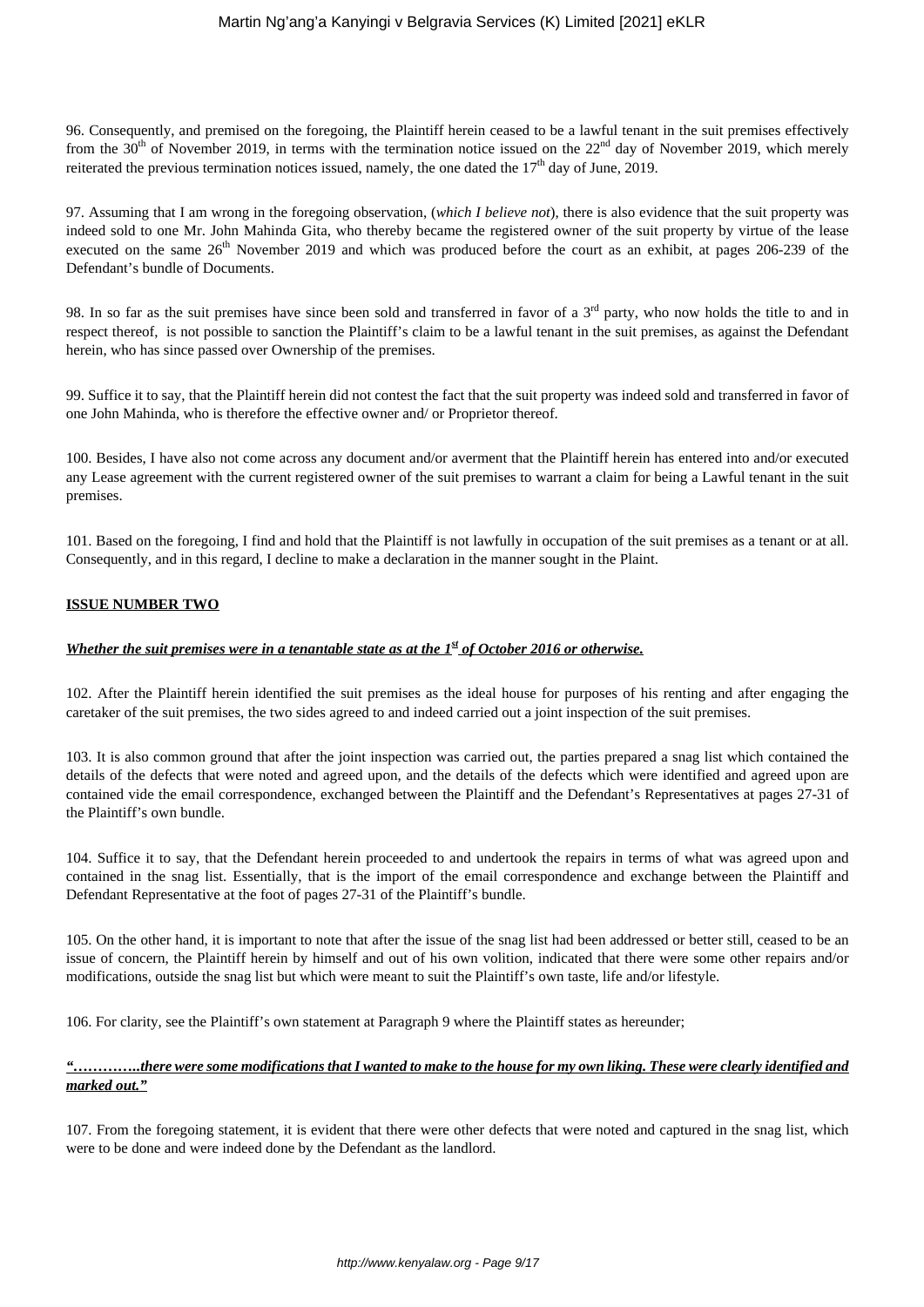96. Consequently, and premised on the foregoing, the Plaintiff herein ceased to be a lawful tenant in the suit premises effectively from the 30th of November 2019, in terms with the termination notice issued on the 22nd day of November 2019, which merely reiterated the previous termination notices issued, namely, the one dated the 17th day of June, 2019.

97. Assuming that I am wrong in the foregoing observation, (*which I believe not*), there is also evidence that the suit property was indeed sold to one Mr. John Mahinda Gita, who thereby became the registered owner of the suit property by virtue of the lease executed on the same 26th November 2019 and which was produced before the court as an exhibit, at pages 206-239 of the Defendant's bundle of Documents.

98. In so far as the suit premises have since been sold and transferred in favor of a 3rd party, who now holds the title to and in respect thereof, is not possible to sanction the Plaintiff's claim to be a lawful tenant in the suit premises, as against the Defendant herein, who has since passed over Ownership of the premises.

99. Suffice it to say, that the Plaintiff herein did not contest the fact that the suit property was indeed sold and transferred in favor of one John Mahinda, who is therefore the effective owner and/ or Proprietor thereof.

100. Besides, I have also not come across any document and/or averment that the Plaintiff herein has entered into and/or executed any Lease agreement with the current registered owner of the suit premises to warrant a claim for being a Lawful tenant in the suit premises.

101. Based on the foregoing, I find and hold that the Plaintiff is not lawfully in occupation of the suit premises as a tenant or at all. Consequently, and in this regard, I decline to make a declaration in the manner sought in the Plaint.

**ISSUE NUMBER TWO**

***Whether the suit premises were in a tenantable state as at the 1st of October 2016 or otherwise.***

102. After the Plaintiff herein identified the suit premises as the ideal house for purposes of his renting and after engaging the caretaker of the suit premises, the two sides agreed to and indeed carried out a joint inspection of the suit premises.

103. It is also common ground that after the joint inspection was carried out, the parties prepared a snag list which contained the details of the defects that were noted and agreed upon, and the details of the defects which were identified and agreed upon are contained vide the email correspondence, exchanged between the Plaintiff and the Defendant's Representatives at pages 27-31 of the Plaintiff's own bundle.

104. Suffice it to say, that the Defendant herein proceeded to and undertook the repairs in terms of what was agreed upon and contained in the snag list. Essentially, that is the import of the email correspondence and exchange between the Plaintiff and Defendant Representative at the foot of pages 27-31 of the Plaintiff's bundle.

105. On the other hand, it is important to note that after the issue of the snag list had been addressed or better still, ceased to be an issue of concern, the Plaintiff herein by himself and out of his own volition, indicated that there were some other repairs and/or modifications, outside the snag list but which were meant to suit the Plaintiff's own taste, life and/or lifestyle.

106. For clarity, see the Plaintiff's own statement at Paragraph 9 where the Plaintiff states as hereunder;

***"…………..there were some modifications that I wanted to make to the house for my own liking. These were clearly identified and marked out."***

107. From the foregoing statement, it is evident that there were other defects that were noted and captured in the snag list, which were to be done and were indeed done by the Defendant as the landlord.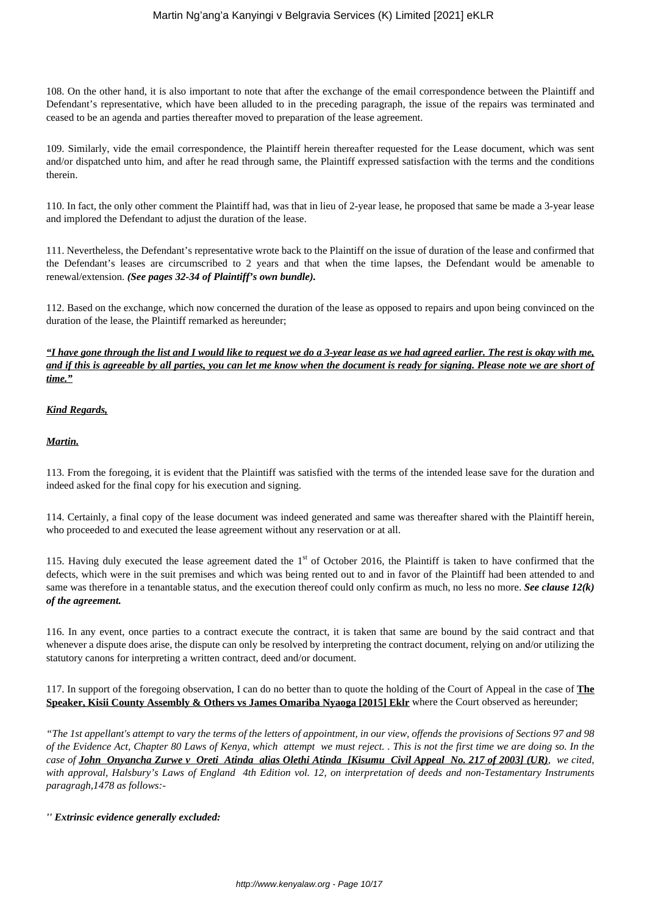108. On the other hand, it is also important to note that after the exchange of the email correspondence between the Plaintiff and Defendant's representative, which have been alluded to in the preceding paragraph, the issue of the repairs was terminated and ceased to be an agenda and parties thereafter moved to preparation of the lease agreement.

109. Similarly, vide the email correspondence, the Plaintiff herein thereafter requested for the Lease document, which was sent and/or dispatched unto him, and after he read through same, the Plaintiff expressed satisfaction with the terms and the conditions therein.

110. In fact, the only other comment the Plaintiff had, was that in lieu of 2-year lease, he proposed that same be made a 3-year lease and implored the Defendant to adjust the duration of the lease.

111. Nevertheless, the Defendant's representative wrote back to the Plaintiff on the issue of duration of the lease and confirmed that the Defendant's leases are circumscribed to 2 years and that when the time lapses, the Defendant would be amenable to renewal/extension. ***(See pages 32-34 of Plaintiff's own bundle).***

112. Based on the exchange, which now concerned the duration of the lease as opposed to repairs and upon being convinced on the duration of the lease, the Plaintiff remarked as hereunder;

***"I have gone through the list and I would like to request we do a 3-year lease as we had agreed earlier. The rest is okay with me, and if this is agreeable by all parties, you can let me know when the document is ready for signing. Please note we are short of time."***

***Kind Regards,***

***Martin.***

113. From the foregoing, it is evident that the Plaintiff was satisfied with the terms of the intended lease save for the duration and indeed asked for the final copy for his execution and signing.

114. Certainly, a final copy of the lease document was indeed generated and same was thereafter shared with the Plaintiff herein, who proceeded to and executed the lease agreement without any reservation or at all.

115. Having duly executed the lease agreement dated the 1st of October 2016, the Plaintiff is taken to have confirmed that the defects, which were in the suit premises and which was being rented out to and in favor of the Plaintiff had been attended to and same was therefore in a tenantable status, and the execution thereof could only confirm as much, no less no more. ***See clause 12(k) of the agreement.***

116. In any event, once parties to a contract execute the contract, it is taken that same are bound by the said contract and that whenever a dispute does arise, the dispute can only be resolved by interpreting the contract document, relying on and/or utilizing the statutory canons for interpreting a written contract, deed and/or document.

117. In support of the foregoing observation, I can do no better than to quote the holding of the Court of Appeal in the case of **The Speaker, Kisii County Assembly & Others vs James Omariba Nyaoga [2015] Eklr** where the Court observed as hereunder;

*"The 1st appellant's attempt to vary the terms of the letters of appointment, in our view, offends the provisions of Sections 97 and 98 of the Evidence Act, Chapter 80 Laws of Kenya, which attempt we must reject. . This is not the first time we are doing so. In the case of* ***John Onyancha Zurwe v Oreti Atinda alias Olethi Atinda [Kisumu Civil Appeal No. 217 of 2003] (UR)****, we cited, with approval, Halsbury's Laws of England 4th Edition vol. 12, on interpretation of deeds and non-Testamentary Instruments paragragh,1478 as follows:-*

***'' Extrinsic evidence generally excluded:***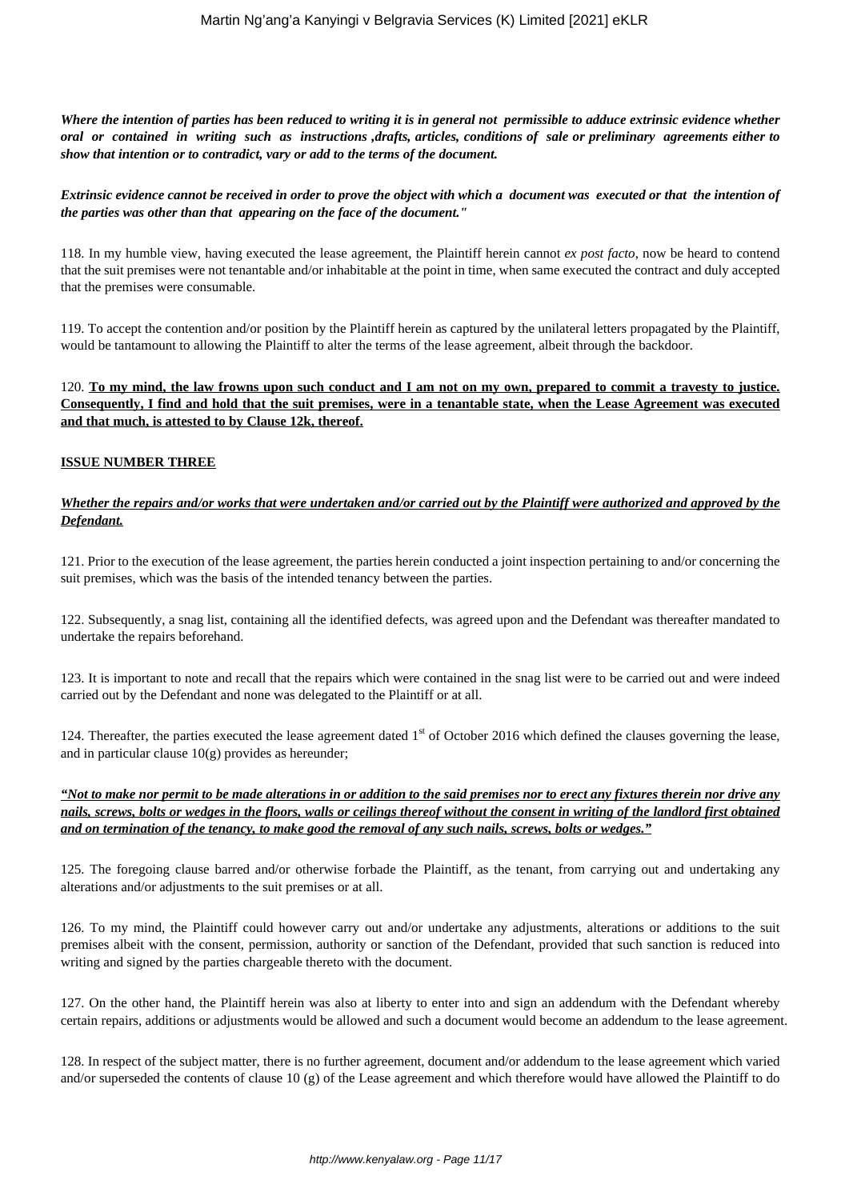***Where the intention of parties has been reduced to writing it is in general not permissible to adduce extrinsic evidence whether oral or contained in writing such as instructions ,drafts, articles, conditions of sale or preliminary agreements either to show that intention or to contradict, vary or add to the terms of the document.***

***Extrinsic evidence cannot be received in order to prove the object with which a document was executed or that the intention of the parties was other than that appearing on the face of the document."***

118. In my humble view, having executed the lease agreement, the Plaintiff herein cannot *ex post facto*, now be heard to contend that the suit premises were not tenantable and/or inhabitable at the point in time, when same executed the contract and duly accepted that the premises were consumable.

119. To accept the contention and/or position by the Plaintiff herein as captured by the unilateral letters propagated by the Plaintiff, would be tantamount to allowing the Plaintiff to alter the terms of the lease agreement, albeit through the backdoor.

120. **To my mind, the law frowns upon such conduct and I am not on my own, prepared to commit a travesty to justice. Consequently, I find and hold that the suit premises, were in a tenantable state, when the Lease Agreement was executed and that much, is attested to by Clause 12k, thereof.**

**ISSUE NUMBER THREE**

***Whether the repairs and/or works that were undertaken and/or carried out by the Plaintiff were authorized and approved by the Defendant.***

121. Prior to the execution of the lease agreement, the parties herein conducted a joint inspection pertaining to and/or concerning the suit premises, which was the basis of the intended tenancy between the parties.

122. Subsequently, a snag list, containing all the identified defects, was agreed upon and the Defendant was thereafter mandated to undertake the repairs beforehand.

123. It is important to note and recall that the repairs which were contained in the snag list were to be carried out and were indeed carried out by the Defendant and none was delegated to the Plaintiff or at all.

124. Thereafter, the parties executed the lease agreement dated 1st of October 2016 which defined the clauses governing the lease, and in particular clause 10(g) provides as hereunder;

***"Not to make nor permit to be made alterations in or addition to the said premises nor to erect any fixtures therein nor drive any nails, screws, bolts or wedges in the floors, walls or ceilings thereof without the consent in writing of the landlord first obtained and on termination of the tenancy, to make good the removal of any such nails, screws, bolts or wedges."***

125. The foregoing clause barred and/or otherwise forbade the Plaintiff, as the tenant, from carrying out and undertaking any alterations and/or adjustments to the suit premises or at all.

126. To my mind, the Plaintiff could however carry out and/or undertake any adjustments, alterations or additions to the suit premises albeit with the consent, permission, authority or sanction of the Defendant, provided that such sanction is reduced into writing and signed by the parties chargeable thereto with the document.

127. On the other hand, the Plaintiff herein was also at liberty to enter into and sign an addendum with the Defendant whereby certain repairs, additions or adjustments would be allowed and such a document would become an addendum to the lease agreement.

128. In respect of the subject matter, there is no further agreement, document and/or addendum to the lease agreement which varied and/or superseded the contents of clause 10 (g) of the Lease agreement and which therefore would have allowed the Plaintiff to do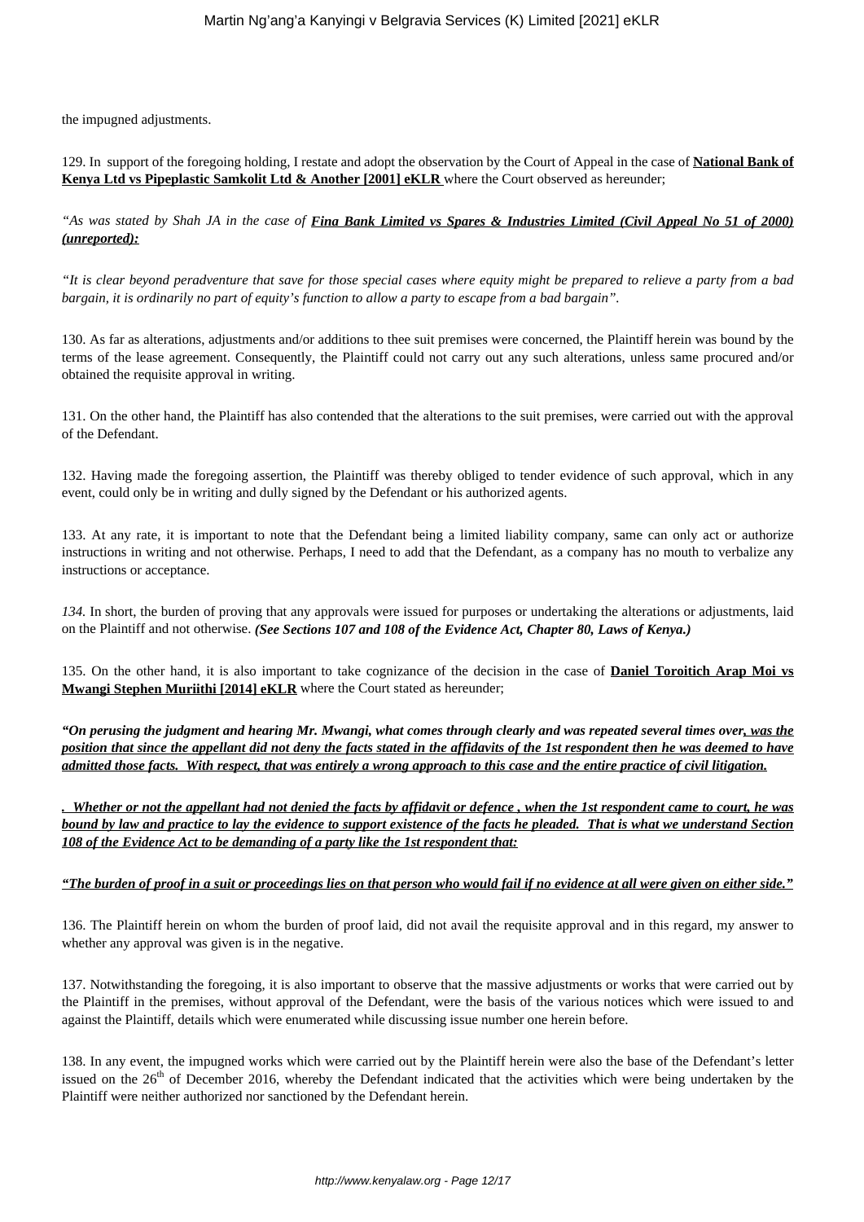the impugned adjustments.

129. In support of the foregoing holding, I restate and adopt the observation by the Court of Appeal in the case of **National Bank of Kenya Ltd vs Pipeplastic Samkolit Ltd & Another [2001] eKLR** where the Court observed as hereunder;

*"As was stated by Shah JA in the case of* ***Fina Bank Limited vs Spares & Industries Limited (Civil Appeal No 51 of 2000) (unreported):***

*"It is clear beyond peradventure that save for those special cases where equity might be prepared to relieve a party from a bad bargain, it is ordinarily no part of equity's function to allow a party to escape from a bad bargain".*

130. As far as alterations, adjustments and/or additions to thee suit premises were concerned, the Plaintiff herein was bound by the terms of the lease agreement. Consequently, the Plaintiff could not carry out any such alterations, unless same procured and/or obtained the requisite approval in writing.

131. On the other hand, the Plaintiff has also contended that the alterations to the suit premises, were carried out with the approval of the Defendant.

132. Having made the foregoing assertion, the Plaintiff was thereby obliged to tender evidence of such approval, which in any event, could only be in writing and dully signed by the Defendant or his authorized agents.

133. At any rate, it is important to note that the Defendant being a limited liability company, same can only act or authorize instructions in writing and not otherwise. Perhaps, I need to add that the Defendant, as a company has no mouth to verbalize any instructions or acceptance.

*134.* In short, the burden of proving that any approvals were issued for purposes or undertaking the alterations or adjustments, laid on the Plaintiff and not otherwise. ***(See Sections 107 and 108 of the Evidence Act, Chapter 80, Laws of Kenya.)***

135. On the other hand, it is also important to take cognizance of the decision in the case of **Daniel Toroitich Arap Moi vs Mwangi Stephen Muriithi [2014] eKLR** where the Court stated as hereunder;

***"On perusing the judgment and hearing Mr. Mwangi, what comes through clearly and was repeated several times over, was the position that since the appellant did not deny the facts stated in the affidavits of the 1st respondent then he was deemed to have admitted those facts. With respect, that was entirely a wrong approach to this case and the entire practice of civil litigation.***

***. Whether or not the appellant had not denied the facts by affidavit or defence , when the 1st respondent came to court, he was bound by law and practice to lay the evidence to support existence of the facts he pleaded. That is what we understand Section 108 of the Evidence Act to be demanding of a party like the 1st respondent that:***

***"The burden of proof in a suit or proceedings lies on that person who would fail if no evidence at all were given on either side."***

136. The Plaintiff herein on whom the burden of proof laid, did not avail the requisite approval and in this regard, my answer to whether any approval was given is in the negative.

137. Notwithstanding the foregoing, it is also important to observe that the massive adjustments or works that were carried out by the Plaintiff in the premises, without approval of the Defendant, were the basis of the various notices which were issued to and against the Plaintiff, details which were enumerated while discussing issue number one herein before.

138. In any event, the impugned works which were carried out by the Plaintiff herein were also the base of the Defendant's letter issued on the 26th of December 2016, whereby the Defendant indicated that the activities which were being undertaken by the Plaintiff were neither authorized nor sanctioned by the Defendant herein.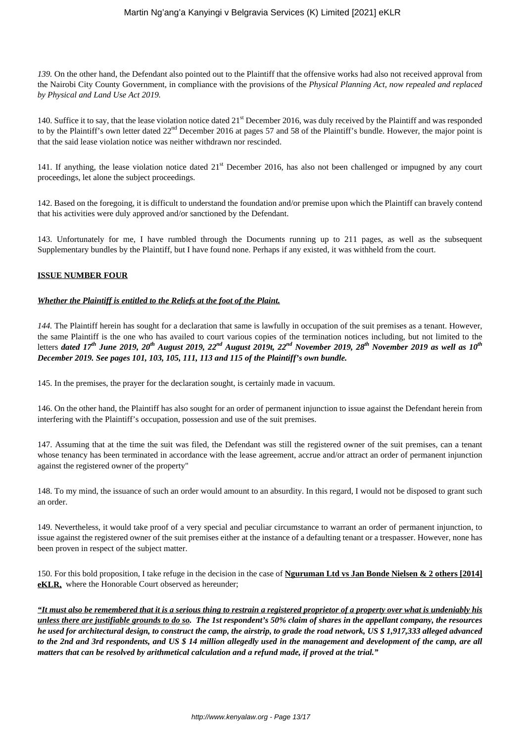*139.* On the other hand, the Defendant also pointed out to the Plaintiff that the offensive works had also not received approval from the Nairobi City County Government, in compliance with the provisions of the *Physical Planning Act, now repealed and replaced by Physical and Land Use Act 2019.*

140. Suffice it to say, that the lease violation notice dated 21st December 2016, was duly received by the Plaintiff and was responded to by the Plaintiff's own letter dated 22nd December 2016 at pages 57 and 58 of the Plaintiff's bundle. However, the major point is that the said lease violation notice was neither withdrawn nor rescinded.

141. If anything, the lease violation notice dated 21st December 2016, has also not been challenged or impugned by any court proceedings, let alone the subject proceedings.

142. Based on the foregoing, it is difficult to understand the foundation and/or premise upon which the Plaintiff can bravely contend that his activities were duly approved and/or sanctioned by the Defendant.

143. Unfortunately for me, I have rumbled through the Documents running up to 211 pages, as well as the subsequent Supplementary bundles by the Plaintiff, but I have found none. Perhaps if any existed, it was withheld from the court.

**ISSUE NUMBER FOUR**

***Whether the Plaintiff is entitled to the Reliefs at the foot of the Plaint.***

*144.* The Plaintiff herein has sought for a declaration that same is lawfully in occupation of the suit premises as a tenant. However, the same Plaintiff is the one who has availed to court various copies of the termination notices including, but not limited to the letters ***dated 17th June 2019, 20th August 2019, 22nd August 2019t, 22nd November 2019, 28th November 2019 as well as 10th December 2019. See pages 101, 103, 105, 111, 113 and 115 of the Plaintiff's own bundle.***

145. In the premises, the prayer for the declaration sought, is certainly made in vacuum.

146. On the other hand, the Plaintiff has also sought for an order of permanent injunction to issue against the Defendant herein from interfering with the Plaintiff's occupation, possession and use of the suit premises.

147. Assuming that at the time the suit was filed, the Defendant was still the registered owner of the suit premises, can a tenant whose tenancy has been terminated in accordance with the lease agreement, accrue and/or attract an order of permanent injunction against the registered owner of the property"

148. To my mind, the issuance of such an order would amount to an absurdity. In this regard, I would not be disposed to grant such an order.

149. Nevertheless, it would take proof of a very special and peculiar circumstance to warrant an order of permanent injunction, to issue against the registered owner of the suit premises either at the instance of a defaulting tenant or a trespasser. However, none has been proven in respect of the subject matter.

150. For this bold proposition, I take refuge in the decision in the case of **Nguruman Ltd vs Jan Bonde Nielsen & 2 others [2014] eKLR,** where the Honorable Court observed as hereunder;

***"It must also be remembered that it is a serious thing to restrain a registered proprietor of a property over what is undeniably his unless there are justifiable grounds to do so. The 1st respondent's 50% claim of shares in the appellant company, the resources he used for architectural design, to construct the camp, the airstrip, to grade the road network, US $ 1,917,333 alleged advanced to the 2nd and 3rd respondents, and US $ 14 million allegedly used in the management and development of the camp, are all matters that can be resolved by arithmetical calculation and a refund made, if proved at the trial."***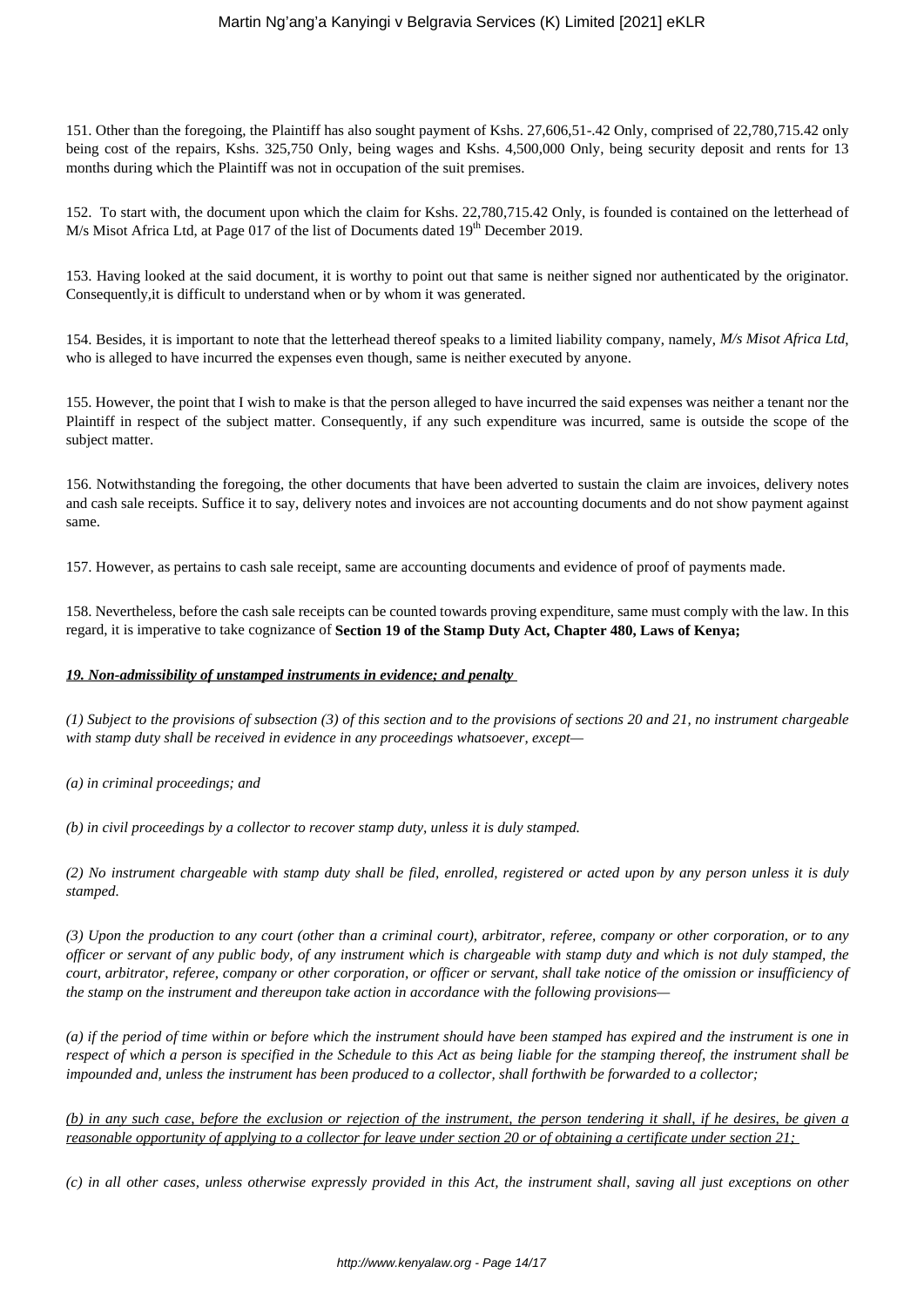151. Other than the foregoing, the Plaintiff has also sought payment of Kshs. 27,606,51-.42 Only, comprised of 22,780,715.42 only being cost of the repairs, Kshs. 325,750 Only, being wages and Kshs. 4,500,000 Only, being security deposit and rents for 13 months during which the Plaintiff was not in occupation of the suit premises.

152. To start with, the document upon which the claim for Kshs. 22,780,715.42 Only, is founded is contained on the letterhead of M/s Misot Africa Ltd, at Page 017 of the list of Documents dated 19th December 2019.

153. Having looked at the said document, it is worthy to point out that same is neither signed nor authenticated by the originator. Consequently,it is difficult to understand when or by whom it was generated.

154. Besides, it is important to note that the letterhead thereof speaks to a limited liability company, namely, *M/s Misot Africa Ltd*, who is alleged to have incurred the expenses even though, same is neither executed by anyone.

155. However, the point that I wish to make is that the person alleged to have incurred the said expenses was neither a tenant nor the Plaintiff in respect of the subject matter. Consequently, if any such expenditure was incurred, same is outside the scope of the subject matter.

156. Notwithstanding the foregoing, the other documents that have been adverted to sustain the claim are invoices, delivery notes and cash sale receipts. Suffice it to say, delivery notes and invoices are not accounting documents and do not show payment against same.

157. However, as pertains to cash sale receipt, same are accounting documents and evidence of proof of payments made.

158. Nevertheless, before the cash sale receipts can be counted towards proving expenditure, same must comply with the law. In this regard, it is imperative to take cognizance of **Section 19 of the Stamp Duty Act, Chapter 480, Laws of Kenya;**

***19. Non-admissibility of unstamped instruments in evidence; and penalty***

*(1) Subject to the provisions of subsection (3) of this section and to the provisions of sections 20 and 21, no instrument chargeable with stamp duty shall be received in evidence in any proceedings whatsoever, except—*

*(a) in criminal proceedings; and*

*(b) in civil proceedings by a collector to recover stamp duty, unless it is duly stamped.*

*(2) No instrument chargeable with stamp duty shall be filed, enrolled, registered or acted upon by any person unless it is duly stamped.*

*(3) Upon the production to any court (other than a criminal court), arbitrator, referee, company or other corporation, or to any officer or servant of any public body, of any instrument which is chargeable with stamp duty and which is not duly stamped, the court, arbitrator, referee, company or other corporation, or officer or servant, shall take notice of the omission or insufficiency of the stamp on the instrument and thereupon take action in accordance with the following provisions—*

*(a) if the period of time within or before which the instrument should have been stamped has expired and the instrument is one in respect of which a person is specified in the Schedule to this Act as being liable for the stamping thereof, the instrument shall be impounded and, unless the instrument has been produced to a collector, shall forthwith be forwarded to a collector;*

*(b) in any such case, before the exclusion or rejection of the instrument, the person tendering it shall, if he desires, be given a reasonable opportunity of applying to a collector for leave under section 20 or of obtaining a certificate under section 21;*

*(c) in all other cases, unless otherwise expressly provided in this Act, the instrument shall, saving all just exceptions on other*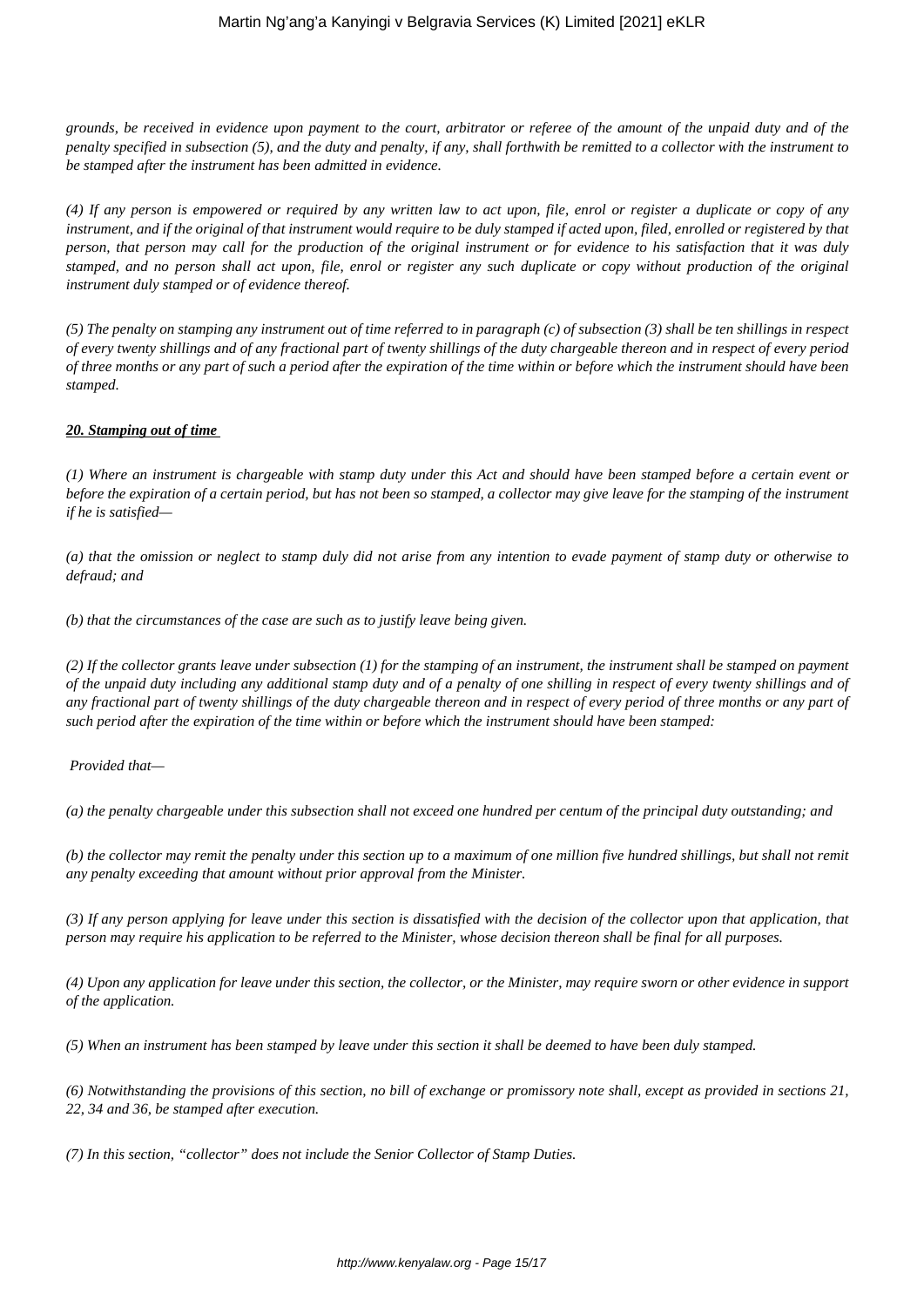*grounds, be received in evidence upon payment to the court, arbitrator or referee of the amount of the unpaid duty and of the penalty specified in subsection (5), and the duty and penalty, if any, shall forthwith be remitted to a collector with the instrument to be stamped after the instrument has been admitted in evidence.*

*(4) If any person is empowered or required by any written law to act upon, file, enrol or register a duplicate or copy of any instrument, and if the original of that instrument would require to be duly stamped if acted upon, filed, enrolled or registered by that person, that person may call for the production of the original instrument or for evidence to his satisfaction that it was duly stamped, and no person shall act upon, file, enrol or register any such duplicate or copy without production of the original instrument duly stamped or of evidence thereof.*

*(5) The penalty on stamping any instrument out of time referred to in paragraph (c) of subsection (3) shall be ten shillings in respect of every twenty shillings and of any fractional part of twenty shillings of the duty chargeable thereon and in respect of every period of three months or any part of such a period after the expiration of the time within or before which the instrument should have been stamped.*

***20. Stamping out of time***

*(1) Where an instrument is chargeable with stamp duty under this Act and should have been stamped before a certain event or before the expiration of a certain period, but has not been so stamped, a collector may give leave for the stamping of the instrument if he is satisfied—*

*(a) that the omission or neglect to stamp duly did not arise from any intention to evade payment of stamp duty or otherwise to defraud; and*

*(b) that the circumstances of the case are such as to justify leave being given.*

*(2) If the collector grants leave under subsection (1) for the stamping of an instrument, the instrument shall be stamped on payment of the unpaid duty including any additional stamp duty and of a penalty of one shilling in respect of every twenty shillings and of any fractional part of twenty shillings of the duty chargeable thereon and in respect of every period of three months or any part of such period after the expiration of the time within or before which the instrument should have been stamped:*

*Provided that—*

*(a) the penalty chargeable under this subsection shall not exceed one hundred per centum of the principal duty outstanding; and*

*(b) the collector may remit the penalty under this section up to a maximum of one million five hundred shillings, but shall not remit any penalty exceeding that amount without prior approval from the Minister.*

*(3) If any person applying for leave under this section is dissatisfied with the decision of the collector upon that application, that person may require his application to be referred to the Minister, whose decision thereon shall be final for all purposes.*

*(4) Upon any application for leave under this section, the collector, or the Minister, may require sworn or other evidence in support of the application.*

*(5) When an instrument has been stamped by leave under this section it shall be deemed to have been duly stamped.*

*(6) Notwithstanding the provisions of this section, no bill of exchange or promissory note shall, except as provided in sections 21, 22, 34 and 36, be stamped after execution.*

*(7) In this section, "collector" does not include the Senior Collector of Stamp Duties.*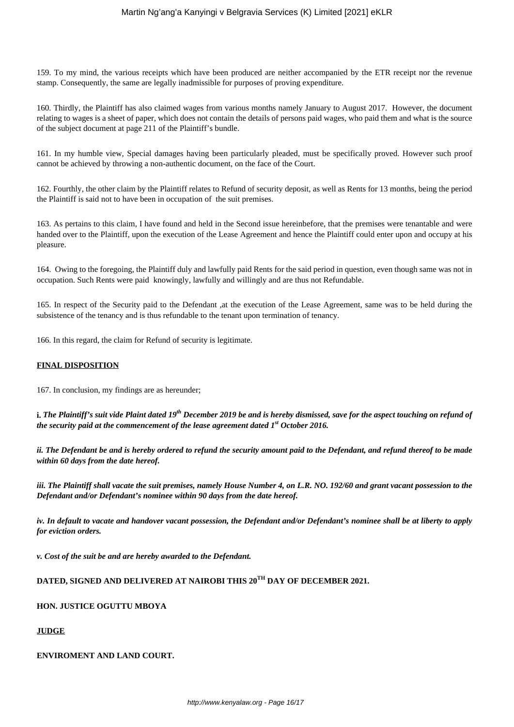159. To my mind, the various receipts which have been produced are neither accompanied by the ETR receipt nor the revenue stamp. Consequently, the same are legally inadmissible for purposes of proving expenditure.

160. Thirdly, the Plaintiff has also claimed wages from various months namely January to August 2017. However, the document relating to wages is a sheet of paper, which does not contain the details of persons paid wages, who paid them and what is the source of the subject document at page 211 of the Plaintiff's bundle.

161. In my humble view, Special damages having been particularly pleaded, must be specifically proved. However such proof cannot be achieved by throwing a non-authentic document, on the face of the Court.

162. Fourthly, the other claim by the Plaintiff relates to Refund of security deposit, as well as Rents for 13 months, being the period the Plaintiff is said not to have been in occupation of the suit premises.

163. As pertains to this claim, I have found and held in the Second issue hereinbefore, that the premises were tenantable and were handed over to the Plaintiff, upon the execution of the Lease Agreement and hence the Plaintiff could enter upon and occupy at his pleasure.

164. Owing to the foregoing, the Plaintiff duly and lawfully paid Rents for the said period in question, even though same was not in occupation. Such Rents were paid knowingly, lawfully and willingly and are thus not Refundable.

165. In respect of the Security paid to the Defendant ,at the execution of the Lease Agreement, same was to be held during the subsistence of the tenancy and is thus refundable to the tenant upon termination of tenancy.

166. In this regard, the claim for Refund of security is legitimate.

**FINAL DISPOSITION**

167. In conclusion, my findings are as hereunder;

***i. The Plaintiff's suit vide Plaint dated 19th December 2019 be and is hereby dismissed, save for the aspect touching on refund of the security paid at the commencement of the lease agreement dated 1st October 2016.***

***ii. The Defendant be and is hereby ordered to refund the security amount paid to the Defendant, and refund thereof to be made within 60 days from the date hereof.***

***iii. The Plaintiff shall vacate the suit premises, namely House Number 4, on L.R. NO. 192/60 and grant vacant possession to the Defendant and/or Defendant's nominee within 90 days from the date hereof.***

***iv. In default to vacate and handover vacant possession, the Defendant and/or Defendant's nominee shall be at liberty to apply for eviction orders.***

***v. Cost of the suit be and are hereby awarded to the Defendant.***

**DATED, SIGNED AND DELIVERED AT NAIROBI THIS 20TH DAY OF DECEMBER 2021.**

**HON. JUSTICE OGUTTU MBOYA**

**JUDGE**

**ENVIROMENT AND LAND COURT.**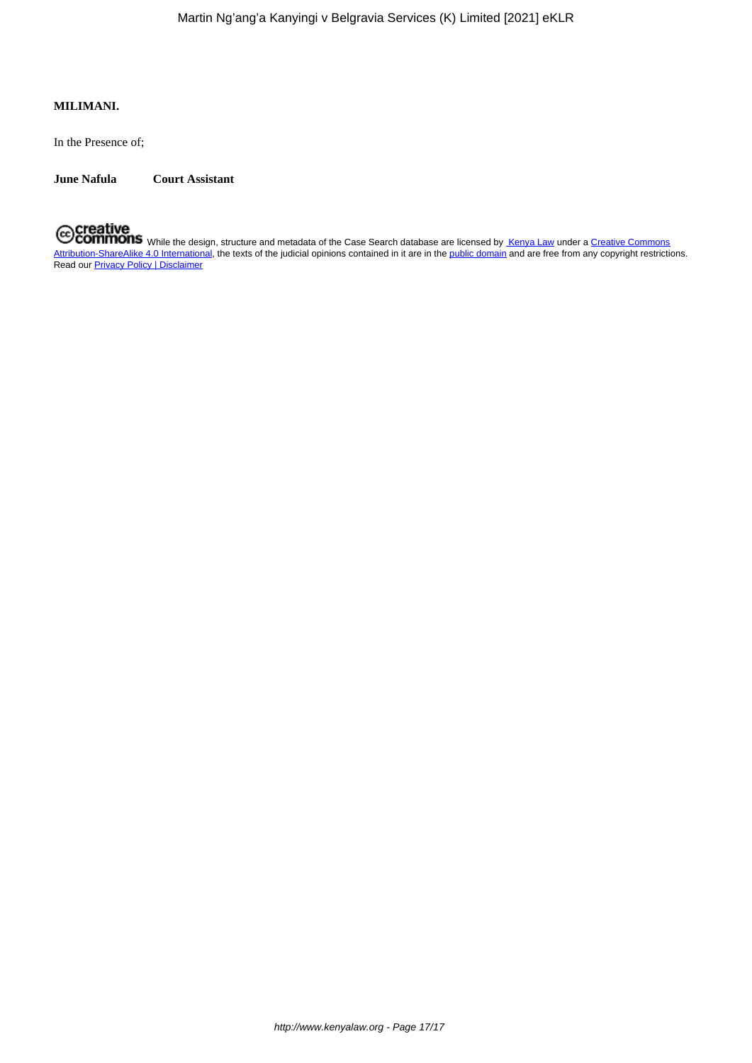**MILIMANI.**

In the Presence of;

**June Nafula** **Court Assistant**

While the design, structure and metadata of the Case Search database are licensed by Kenya Law under a Creative Commons Attribution-ShareAlike 4.0 International, the texts of the judicial opinions contained in it are in the public domain and are free from any copyright restrictions. Read our Privacy Policy | Disclaimer